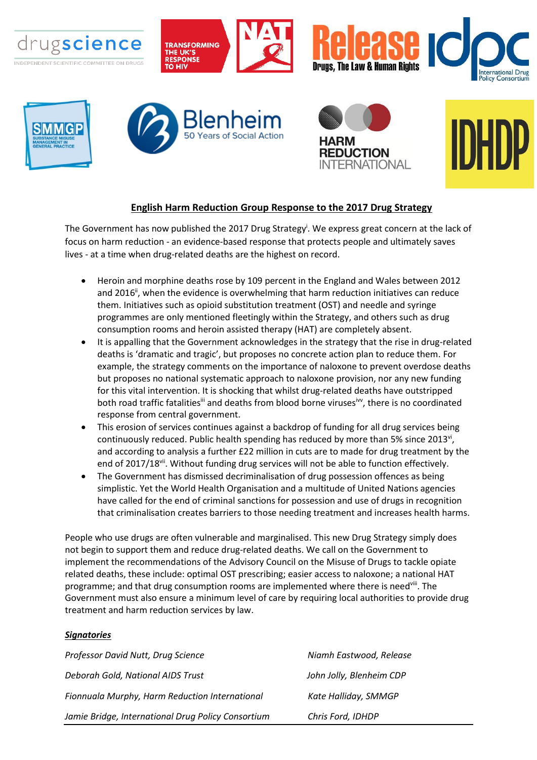## English Harm Reduction Group Response to the 2017 Drug Strategy

The Government has now published the 2017 Drug Strategy[i]. We express great concern at the lack of focus on harm reduction - an evidence-based response that protects people and ultimately saves lives - at a time when drug-related deaths are the highest on record.

- Heroin and morphine deaths rose by 109 percent in the England and Wales between 2012 and 2016[ii], when the evidence is overwhelming that harm reduction initiatives can reduce them. Initiatives such as opioid substitution treatment (OST) and needle and syringe programmes are only mentioned fleetingly within the Strategy, and others such as drug consumption rooms and heroin assisted therapy (HAT) are completely absent.
- It is appalling that the Government acknowledges in the strategy that the rise in drug-related deaths is 'dramatic and tragic', but proposes no concrete action plan to reduce them. For example, the strategy comments on the importance of naloxone to prevent overdose deaths but proposes no national systematic approach to naloxone provision, nor any new funding for this vital intervention. It is shocking that whilst drug-related deaths have outstripped both road traffic fatalities[iii] and deaths from blood borne viruses[ivv], there is no coordinated response from central government.
- This erosion of services continues against a backdrop of funding for all drug services being continuously reduced. Public health spending has reduced by more than 5% since 2013[vi], and according to analysis a further £22 million in cuts are to made for drug treatment by the end of 2017/18[vii]. Without funding drug services will not be able to function effectively.
- The Government has dismissed decriminalisation of drug possession offences as being simplistic. Yet the World Health Organisation and a multitude of United Nations agencies have called for the end of criminal sanctions for possession and use of drugs in recognition that criminalisation creates barriers to those needing treatment and increases health harms.

People who use drugs are often vulnerable and marginalised. This new Drug Strategy simply does not begin to support them and reduce drug-related deaths. We call on the Government to implement the recommendations of the Advisory Council on the Misuse of Drugs to tackle opiate related deaths, these include: optimal OST prescribing; easier access to naloxone; a national HAT programme; and that drug consumption rooms are implemented where there is need[viii]. The Government must also ensure a minimum level of care by requiring local authorities to provide drug treatment and harm reduction services by law.

***Signatories***

*Professor David Nutt, Drug Science*

*Deborah Gold, National AIDS Trust*

*Fionnuala Murphy, Harm Reduction International*

*Jamie Bridge, International Drug Policy Consortium*

*Niamh Eastwood, Release*

*John Jolly, Blenheim CDP*

*Kate Halliday, SMMGP*

*Chris Ford, IDHDP*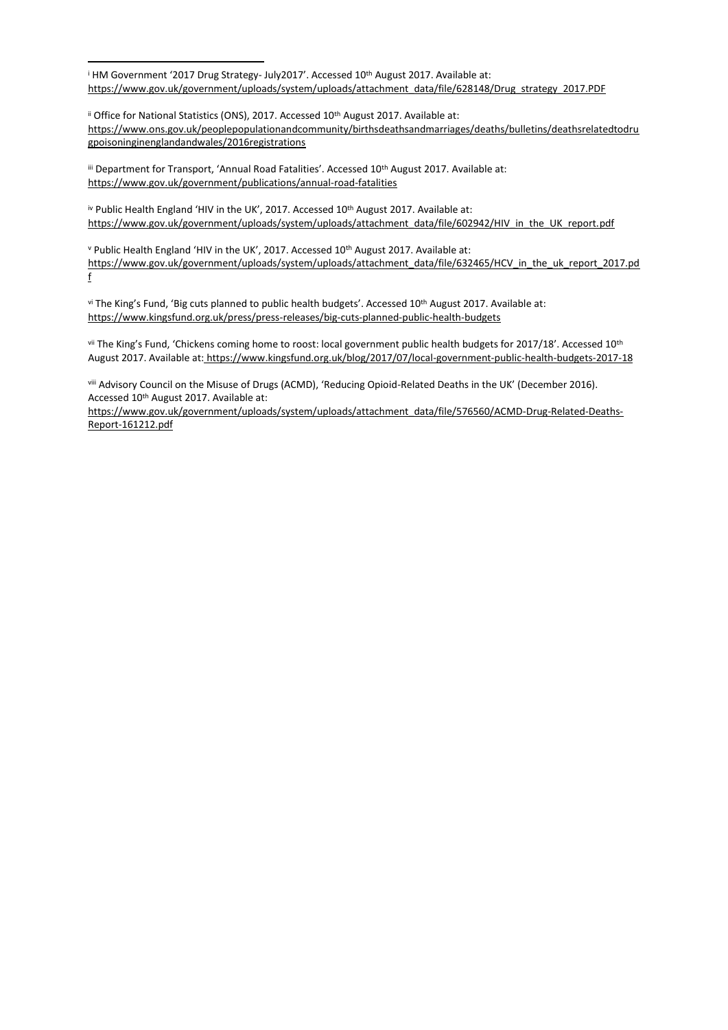[i] HM Government '2017 Drug Strategy- July2017'. Accessed 10th August 2017. Available at: https://www.gov.uk/government/uploads/system/uploads/attachment_data/file/628148/Drug_strategy_2017.PDF

[ii] Office for National Statistics (ONS), 2017. Accessed 10th August 2017. Available at: https://www.ons.gov.uk/peoplepopulationandcommunity/birthsdeathsandmarriages/deaths/bulletins/deathsrelatedtodrugpoisoninginenglandandwales/2016registrations

[iii] Department for Transport, 'Annual Road Fatalities'. Accessed 10th August 2017. Available at: https://www.gov.uk/government/publications/annual-road-fatalities

[iv] Public Health England 'HIV in the UK', 2017. Accessed 10th August 2017. Available at: https://www.gov.uk/government/uploads/system/uploads/attachment_data/file/602942/HIV_in_the_UK_report.pdf

[v] Public Health England 'HIV in the UK', 2017. Accessed 10th August 2017. Available at: https://www.gov.uk/government/uploads/system/uploads/attachment_data/file/632465/HCV_in_the_uk_report_2017.pdf

[vi] The King's Fund, 'Big cuts planned to public health budgets'. Accessed 10th August 2017. Available at: https://www.kingsfund.org.uk/press/press-releases/big-cuts-planned-public-health-budgets

[vii] The King's Fund, 'Chickens coming home to roost: local government public health budgets for 2017/18'. Accessed 10th August 2017. Available at: https://www.kingsfund.org.uk/blog/2017/07/local-government-public-health-budgets-2017-18

[viii] Advisory Council on the Misuse of Drugs (ACMD), 'Reducing Opioid-Related Deaths in the UK' (December 2016). Accessed 10th August 2017. Available at: https://www.gov.uk/government/uploads/system/uploads/attachment_data/file/576560/ACMD-Drug-Related-Deaths-Report-161212.pdf